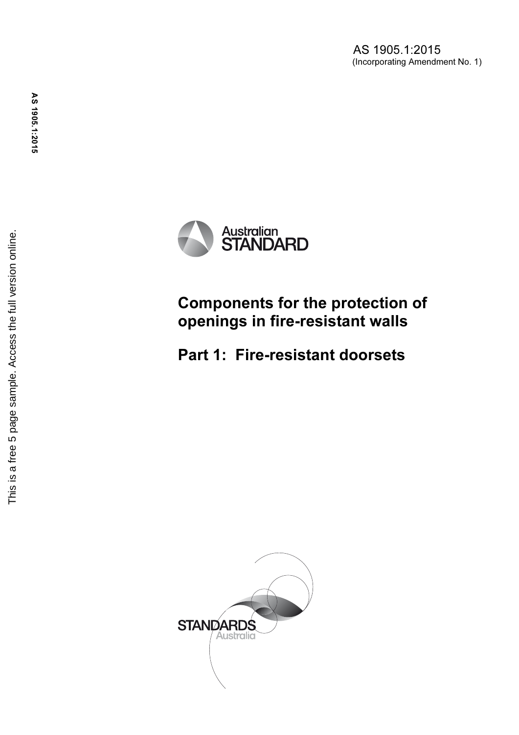AS 1905.1:2015
(Incorporating Amendment No. 1)

This is a free 5 page sample. Access the full version online.

Australian
STANDARD

# Components for the protection of openings in fire-resistant walls

## Part 1: Fire-resistant doorsets

STANDARDS
Australia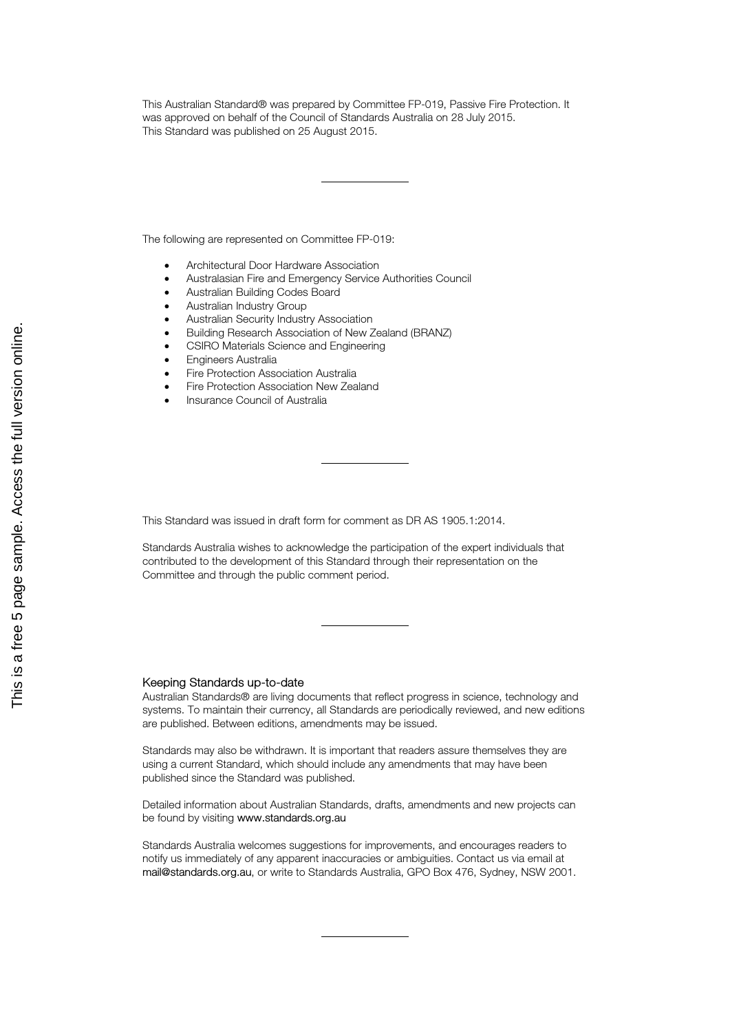This Australian Standard® was prepared by Committee FP-019, Passive Fire Protection. It was approved on behalf of the Council of Standards Australia on 28 July 2015.
This Standard was published on 25 August 2015.

---

The following are represented on Committee FP-019:

- Architectural Door Hardware Association
- Australasian Fire and Emergency Service Authorities Council
- Australian Building Codes Board
- Australian Industry Group
- Australian Security Industry Association
- Building Research Association of New Zealand (BRANZ)
- CSIRO Materials Science and Engineering
- Engineers Australia
- Fire Protection Association Australia
- Fire Protection Association New Zealand
- Insurance Council of Australia

---

This Standard was issued in draft form for comment as DR AS 1905.1:2014.

Standards Australia wishes to acknowledge the participation of the expert individuals that contributed to the development of this Standard through their representation on the Committee and through the public comment period.

---

### Keeping Standards up-to-date

Australian Standards® are living documents that reflect progress in science, technology and systems. To maintain their currency, all Standards are periodically reviewed, and new editions are published. Between editions, amendments may be issued.

Standards may also be withdrawn. It is important that readers assure themselves they are using a current Standard, which should include any amendments that may have been published since the Standard was published.

Detailed information about Australian Standards, drafts, amendments and new projects can be found by visiting www.standards.org.au

Standards Australia welcomes suggestions for improvements, and encourages readers to notify us immediately of any apparent inaccuracies or ambiguities. Contact us via email at mail@standards.org.au, or write to Standards Australia, GPO Box 476, Sydney, NSW 2001.

---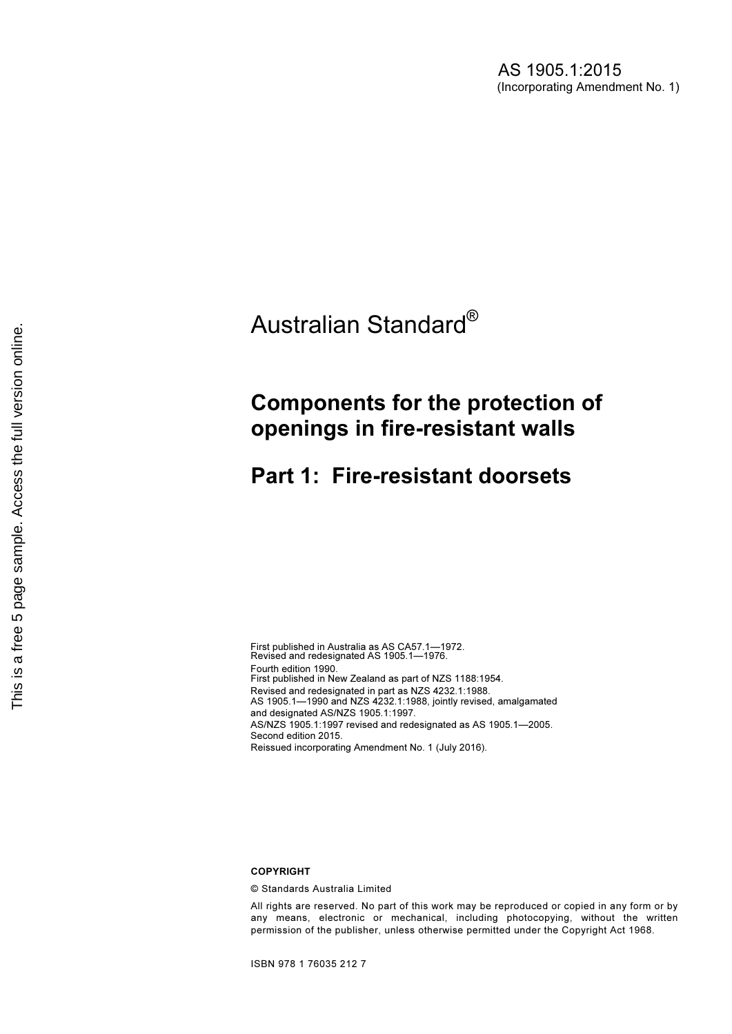AS 1905.1:2015
(Incorporating Amendment No. 1)

# Australian Standard®

## Components for the protection of openings in fire-resistant walls

## Part 1: Fire-resistant doorsets

First published in Australia as AS CA57.1—1972.
Revised and redesignated AS 1905.1—1976.
Fourth edition 1990.
First published in New Zealand as part of NZS 1188:1954.
Revised and redesignated in part as NZS 4232.1:1988.
AS 1905.1—1990 and NZS 4232.1:1988, jointly revised, amalgamated and designated AS/NZS 1905.1:1997.
AS/NZS 1905.1:1997 revised and redesignated as AS 1905.1—2005.
Second edition 2015.
Reissued incorporating Amendment No. 1 (July 2016).

**COPYRIGHT**

© Standards Australia Limited

All rights are reserved. No part of this work may be reproduced or copied in any form or by any means, electronic or mechanical, including photocopying, without the written permission of the publisher, unless otherwise permitted under the Copyright Act 1968.

ISBN 978 1 76035 212 7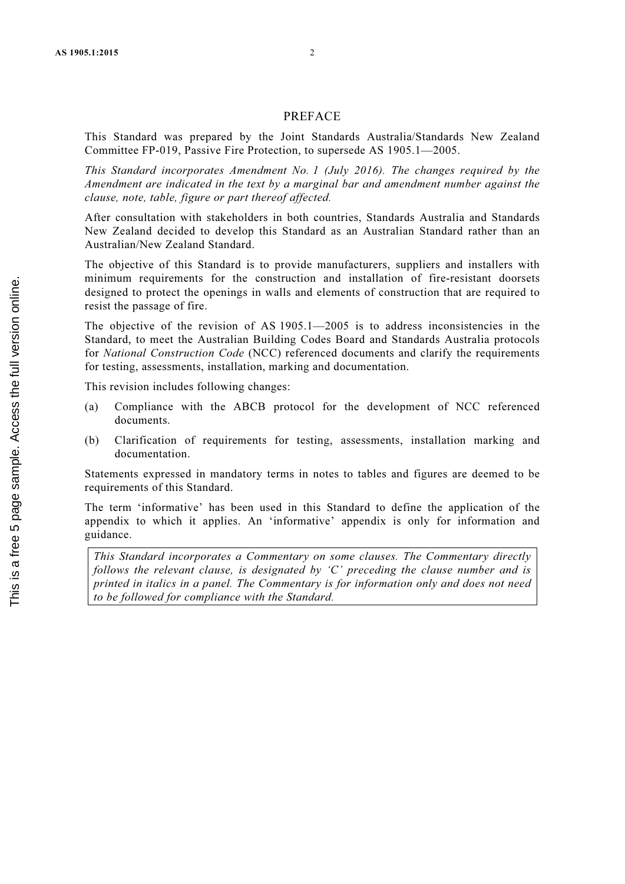# PREFACE

This Standard was prepared by the Joint Standards Australia/Standards New Zealand Committee FP-019, Passive Fire Protection, to supersede AS 1905.1—2005.

*This Standard incorporates Amendment No. 1 (July 2016). The changes required by the Amendment are indicated in the text by a marginal bar and amendment number against the clause, note, table, figure or part thereof affected.*

After consultation with stakeholders in both countries, Standards Australia and Standards New Zealand decided to develop this Standard as an Australian Standard rather than an Australian/New Zealand Standard.

The objective of this Standard is to provide manufacturers, suppliers and installers with minimum requirements for the construction and installation of fire-resistant doorsets designed to protect the openings in walls and elements of construction that are required to resist the passage of fire.

The objective of the revision of AS 1905.1—2005 is to address inconsistencies in the Standard, to meet the Australian Building Codes Board and Standards Australia protocols for *National Construction Code* (NCC) referenced documents and clarify the requirements for testing, assessments, installation, marking and documentation.

This revision includes following changes:

(a) Compliance with the ABCB protocol for the development of NCC referenced documents.

(b) Clarification of requirements for testing, assessments, installation marking and documentation.

Statements expressed in mandatory terms in notes to tables and figures are deemed to be requirements of this Standard.

The term 'informative' has been used in this Standard to define the application of the appendix to which it applies. An 'informative' appendix is only for information and guidance.

*This Standard incorporates a Commentary on some clauses. The Commentary directly follows the relevant clause, is designated by 'C' preceding the clause number and is printed in italics in a panel. The Commentary is for information only and does not need to be followed for compliance with the Standard.*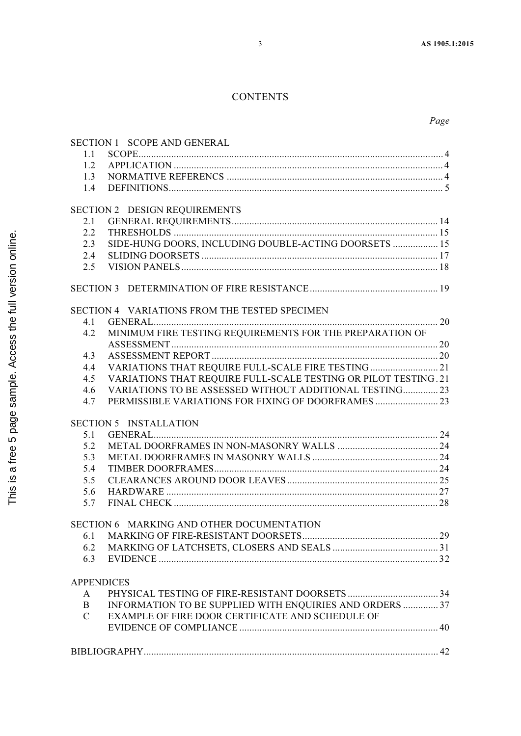# CONTENTS

*Page*

SECTION 1 SCOPE AND GENERAL

- 1.1 SCOPE ... 4
- 1.2 APPLICATION ... 4
- 1.3 NORMATIVE REFERENCS ... 4
- 1.4 DEFINITIONS ... 5

SECTION 2 DESIGN REQUIREMENTS

- 2.1 GENERAL REQUIREMENTS ... 14
- 2.2 THRESHOLDS ... 15
- 2.3 SIDE-HUNG DOORS, INCLUDING DOUBLE-ACTING DOORSETS ... 15
- 2.4 SLIDING DOORSETS ... 17
- 2.5 VISION PANELS ... 18

SECTION 3 DETERMINATION OF FIRE RESISTANCE ... 19

SECTION 4 VARIATIONS FROM THE TESTED SPECIMEN

- 4.1 GENERAL ... 20
- 4.2 MINIMUM FIRE TESTING REQUIREMENTS FOR THE PREPARATION OF ASSESSMENT ... 20
- 4.3 ASSESSMENT REPORT ... 20
- 4.4 VARIATIONS THAT REQUIRE FULL-SCALE FIRE TESTING ... 21
- 4.5 VARIATIONS THAT REQUIRE FULL-SCALE TESTING OR PILOT TESTING ... 21
- 4.6 VARIATIONS TO BE ASSESSED WITHOUT ADDITIONAL TESTING ... 23
- 4.7 PERMISSIBLE VARIATIONS FOR FIXING OF DOORFRAMES ... 23

SECTION 5 INSTALLATION

- 5.1 GENERAL ... 24
- 5.2 METAL DOORFRAMES IN NON-MASONRY WALLS ... 24
- 5.3 METAL DOORFRAMES IN MASONRY WALLS ... 24
- 5.4 TIMBER DOORFRAMES ... 24
- 5.5 CLEARANCES AROUND DOOR LEAVES ... 25
- 5.6 HARDWARE ... 27
- 5.7 FINAL CHECK ... 28

SECTION 6 MARKING AND OTHER DOCUMENTATION

- 6.1 MARKING OF FIRE-RESISTANT DOORSETS ... 29
- 6.2 MARKING OF LATCHSETS, CLOSERS AND SEALS ... 31
- 6.3 EVIDENCE ... 32

APPENDICES

- A PHYSICAL TESTING OF FIRE-RESISTANT DOORSETS ... 34
- B INFORMATION TO BE SUPPLIED WITH ENQUIRIES AND ORDERS ... 37
- C EXAMPLE OF FIRE DOOR CERTIFICATE AND SCHEDULE OF EVIDENCE OF COMPLIANCE ... 40

BIBLIOGRAPHY ... 42